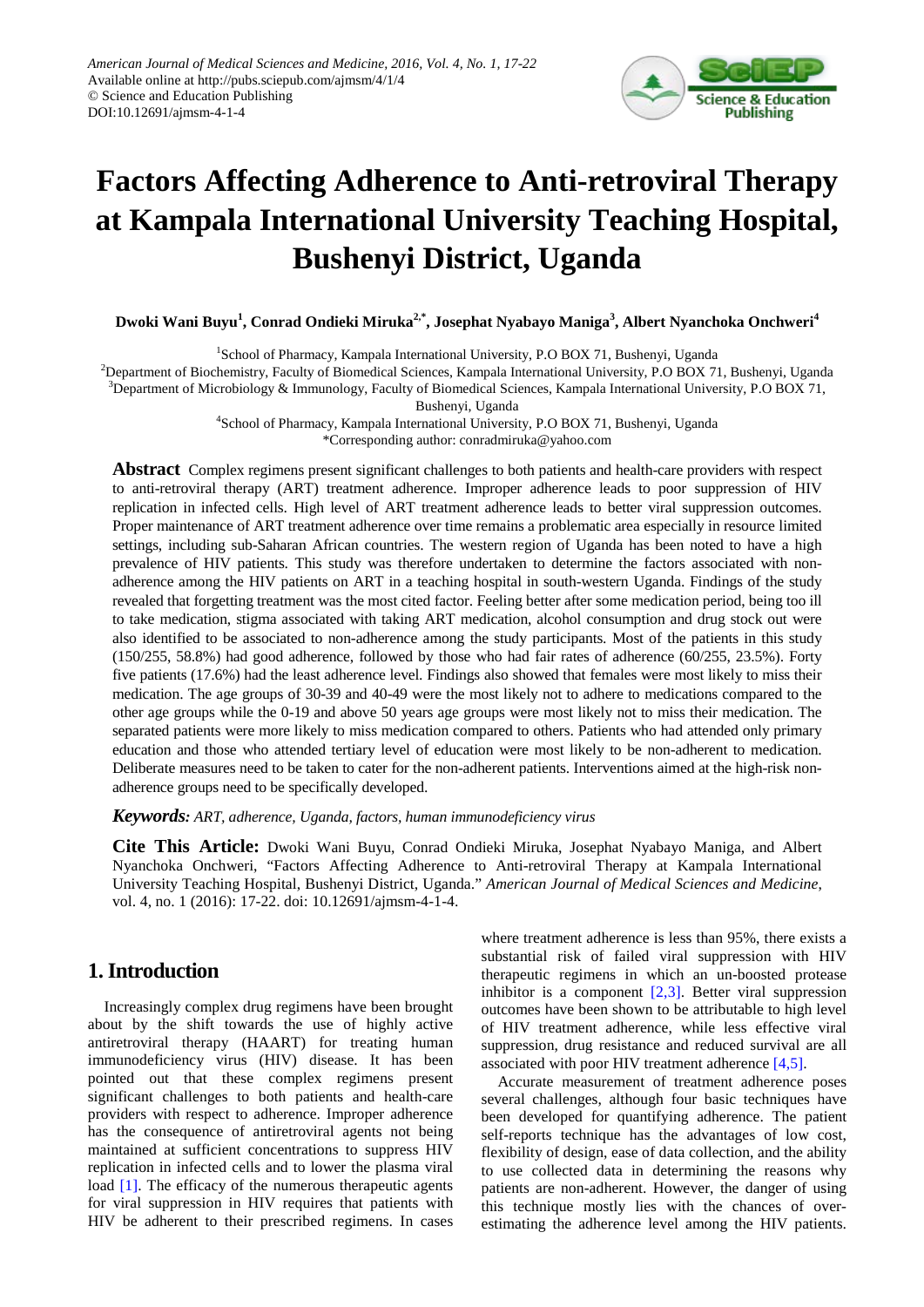# Factors Affecting Adherence to Anti-retroviral Therapy at Kampala International University Teaching Hospital, Bushenyi District, Uganda

**Dwoki Wani Buyu[1], Conrad Ondieki Miruka[2,*], Josephat Nyabayo Maniga[3], Albert Nyanchoka Onchweri[4]**

[1]School of Pharmacy, Kampala International University, P.O BOX 71, Bushenyi, Uganda
[2]Department of Biochemistry, Faculty of Biomedical Sciences, Kampala International University, P.O BOX 71, Bushenyi, Uganda
[3]Department of Microbiology & Immunology, Faculty of Biomedical Sciences, Kampala International University, P.O BOX 71, Bushenyi, Uganda
[4]School of Pharmacy, Kampala International University, P.O BOX 71, Bushenyi, Uganda
*Corresponding author: conradmiruka@yahoo.com

**Abstract** Complex regimens present significant challenges to both patients and health-care providers with respect to anti-retroviral therapy (ART) treatment adherence. Improper adherence leads to poor suppression of HIV replication in infected cells. High level of ART treatment adherence leads to better viral suppression outcomes. Proper maintenance of ART treatment adherence over time remains a problematic area especially in resource limited settings, including sub-Saharan African countries. The western region of Uganda has been noted to have a high prevalence of HIV patients. This study was therefore undertaken to determine the factors associated with non-adherence among the HIV patients on ART in a teaching hospital in south-western Uganda. Findings of the study revealed that forgetting treatment was the most cited factor. Feeling better after some medication period, being too ill to take medication, stigma associated with taking ART medication, alcohol consumption and drug stock out were also identified to be associated to non-adherence among the study participants. Most of the patients in this study (150/255, 58.8%) had good adherence, followed by those who had fair rates of adherence (60/255, 23.5%). Forty five patients (17.6%) had the least adherence level. Findings also showed that females were most likely to miss their medication. The age groups of 30-39 and 40-49 were the most likely not to adhere to medications compared to the other age groups while the 0-19 and above 50 years age groups were most likely not to miss their medication. The separated patients were more likely to miss medication compared to others. Patients who had attended only primary education and those who attended tertiary level of education were most likely to be non-adherent to medication. Deliberate measures need to be taken to cater for the non-adherent patients. Interventions aimed at the high-risk non-adherence groups need to be specifically developed.

***Keywords:*** *ART, adherence, Uganda, factors, human immunodeficiency virus*

**Cite This Article:** Dwoki Wani Buyu, Conrad Ondieki Miruka, Josephat Nyabayo Maniga, and Albert Nyanchoka Onchweri, "Factors Affecting Adherence to Anti-retroviral Therapy at Kampala International University Teaching Hospital, Bushenyi District, Uganda." *American Journal of Medical Sciences and Medicine*, vol. 4, no. 1 (2016): 17-22. doi: 10.12691/ajmsm-4-1-4.

## 1. Introduction

Increasingly complex drug regimens have been brought about by the shift towards the use of highly active antiretroviral therapy (HAART) for treating human immunodeficiency virus (HIV) disease. It has been pointed out that these complex regimens present significant challenges to both patients and health-care providers with respect to adherence. Improper adherence has the consequence of antiretroviral agents not being maintained at sufficient concentrations to suppress HIV replication in infected cells and to lower the plasma viral load [1]. The efficacy of the numerous therapeutic agents for viral suppression in HIV requires that patients with HIV be adherent to their prescribed regimens. In cases where treatment adherence is less than 95%, there exists a substantial risk of failed viral suppression with HIV therapeutic regimens in which an un-boosted protease inhibitor is a component [2,3]. Better viral suppression outcomes have been shown to be attributable to high level of HIV treatment adherence, while less effective viral suppression, drug resistance and reduced survival are all associated with poor HIV treatment adherence [4,5].

Accurate measurement of treatment adherence poses several challenges, although four basic techniques have been developed for quantifying adherence. The patient self-reports technique has the advantages of low cost, flexibility of design, ease of data collection, and the ability to use collected data in determining the reasons why patients are non-adherent. However, the danger of using this technique mostly lies with the chances of over-estimating the adherence level among the HIV patients.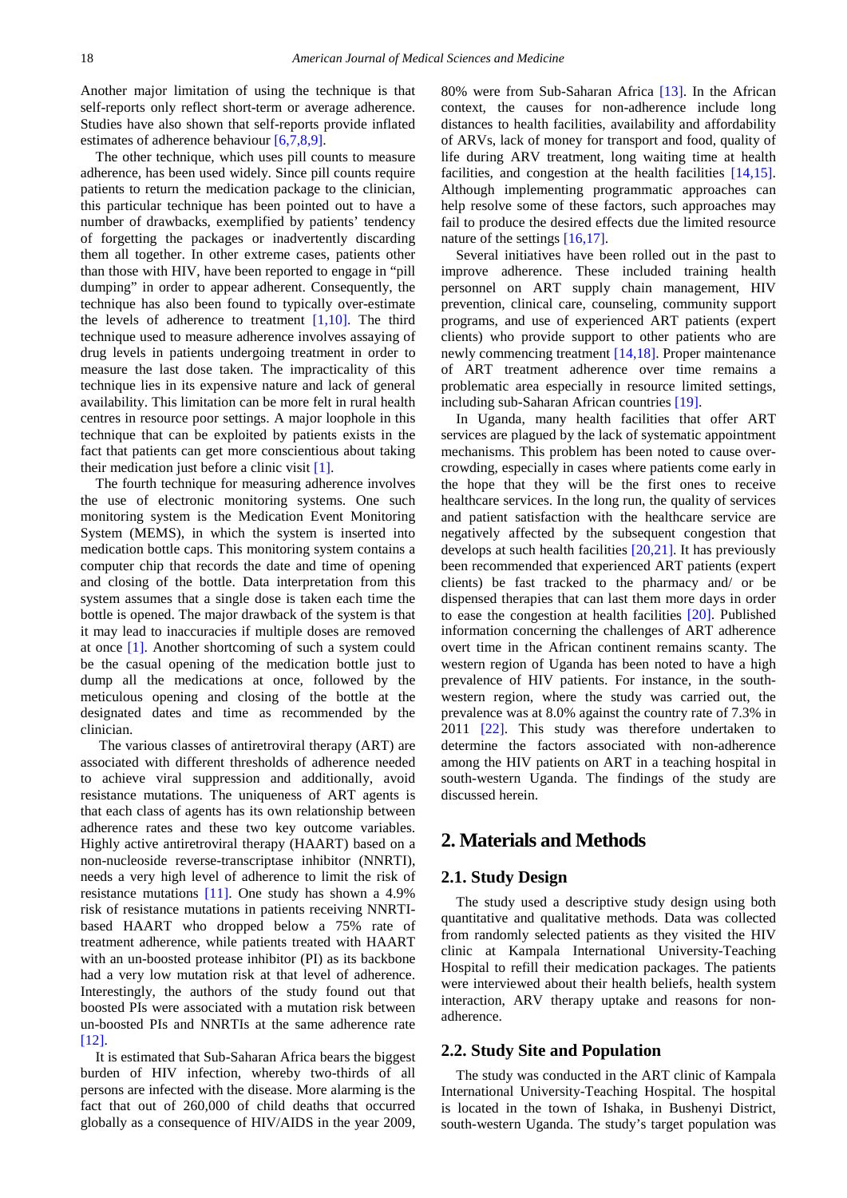Another major limitation of using the technique is that self-reports only reflect short-term or average adherence. Studies have also shown that self-reports provide inflated estimates of adherence behaviour [6,7,8,9].

The other technique, which uses pill counts to measure adherence, has been used widely. Since pill counts require patients to return the medication package to the clinician, this particular technique has been pointed out to have a number of drawbacks, exemplified by patients' tendency of forgetting the packages or inadvertently discarding them all together. In other extreme cases, patients other than those with HIV, have been reported to engage in "pill dumping" in order to appear adherent. Consequently, the technique has also been found to typically over-estimate the levels of adherence to treatment [1,10]. The third technique used to measure adherence involves assaying of drug levels in patients undergoing treatment in order to measure the last dose taken. The impracticality of this technique lies in its expensive nature and lack of general availability. This limitation can be more felt in rural health centres in resource poor settings. A major loophole in this technique that can be exploited by patients exists in the fact that patients can get more conscientious about taking their medication just before a clinic visit [1].

The fourth technique for measuring adherence involves the use of electronic monitoring systems. One such monitoring system is the Medication Event Monitoring System (MEMS), in which the system is inserted into medication bottle caps. This monitoring system contains a computer chip that records the date and time of opening and closing of the bottle. Data interpretation from this system assumes that a single dose is taken each time the bottle is opened. The major drawback of the system is that it may lead to inaccuracies if multiple doses are removed at once [1]. Another shortcoming of such a system could be the casual opening of the medication bottle just to dump all the medications at once, followed by the meticulous opening and closing of the bottle at the designated dates and time as recommended by the clinician.

The various classes of antiretroviral therapy (ART) are associated with different thresholds of adherence needed to achieve viral suppression and additionally, avoid resistance mutations. The uniqueness of ART agents is that each class of agents has its own relationship between adherence rates and these two key outcome variables. Highly active antiretroviral therapy (HAART) based on a non-nucleoside reverse-transcriptase inhibitor (NNRTI), needs a very high level of adherence to limit the risk of resistance mutations [11]. One study has shown a 4.9% risk of resistance mutations in patients receiving NNRTI-based HAART who dropped below a 75% rate of treatment adherence, while patients treated with HAART with an un-boosted protease inhibitor (PI) as its backbone had a very low mutation risk at that level of adherence. Interestingly, the authors of the study found out that boosted PIs were associated with a mutation risk between un-boosted PIs and NNRTIs at the same adherence rate [12].

It is estimated that Sub-Saharan Africa bears the biggest burden of HIV infection, whereby two-thirds of all persons are infected with the disease. More alarming is the fact that out of 260,000 of child deaths that occurred globally as a consequence of HIV/AIDS in the year 2009, 80% were from Sub-Saharan Africa [13]. In the African context, the causes for non-adherence include long distances to health facilities, availability and affordability of ARVs, lack of money for transport and food, quality of life during ARV treatment, long waiting time at health facilities, and congestion at the health facilities [14,15]. Although implementing programmatic approaches can help resolve some of these factors, such approaches may fail to produce the desired effects due the limited resource nature of the settings [16,17].

Several initiatives have been rolled out in the past to improve adherence. These included training health personnel on ART supply chain management, HIV prevention, clinical care, counseling, community support programs, and use of experienced ART patients (expert clients) who provide support to other patients who are newly commencing treatment [14,18]. Proper maintenance of ART treatment adherence over time remains a problematic area especially in resource limited settings, including sub-Saharan African countries [19].

In Uganda, many health facilities that offer ART services are plagued by the lack of systematic appointment mechanisms. This problem has been noted to cause over-crowding, especially in cases where patients come early in the hope that they will be the first ones to receive healthcare services. In the long run, the quality of services and patient satisfaction with the healthcare service are negatively affected by the subsequent congestion that develops at such health facilities [20,21]. It has previously been recommended that experienced ART patients (expert clients) be fast tracked to the pharmacy and/ or be dispensed therapies that can last them more days in order to ease the congestion at health facilities [20]. Published information concerning the challenges of ART adherence overt time in the African continent remains scanty. The western region of Uganda has been noted to have a high prevalence of HIV patients. For instance, in the south-western region, where the study was carried out, the prevalence was at 8.0% against the country rate of 7.3% in 2011 [22]. This study was therefore undertaken to determine the factors associated with non-adherence among the HIV patients on ART in a teaching hospital in south-western Uganda. The findings of the study are discussed herein.

## 2. Materials and Methods

### 2.1. Study Design

The study used a descriptive study design using both quantitative and qualitative methods. Data was collected from randomly selected patients as they visited the HIV clinic at Kampala International University-Teaching Hospital to refill their medication packages. The patients were interviewed about their health beliefs, health system interaction, ARV therapy uptake and reasons for non-adherence.

### 2.2. Study Site and Population

The study was conducted in the ART clinic of Kampala International University-Teaching Hospital. The hospital is located in the town of Ishaka, in Bushenyi District, south-western Uganda. The study's target population was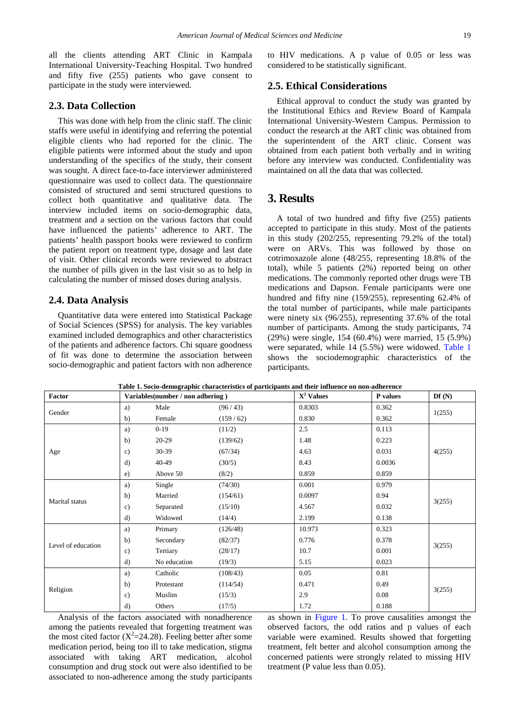all the clients attending ART Clinic in Kampala International University-Teaching Hospital. Two hundred and fifty five (255) patients who gave consent to participate in the study were interviewed.

### 2.3. Data Collection

This was done with help from the clinic staff. The clinic staffs were useful in identifying and referring the potential eligible clients who had reported for the clinic. The eligible patients were informed about the study and upon understanding of the specifics of the study, their consent was sought. A direct face-to-face interviewer administered questionnaire was used to collect data. The questionnaire consisted of structured and semi structured questions to collect both quantitative and qualitative data. The interview included items on socio-demographic data, treatment and a section on the various factors that could have influenced the patients' adherence to ART. The patients' health passport books were reviewed to confirm the patient report on treatment type, dosage and last date of visit. Other clinical records were reviewed to abstract the number of pills given in the last visit so as to help in calculating the number of missed doses during analysis.

### 2.4. Data Analysis

Quantitative data were entered into Statistical Package of Social Sciences (SPSS) for analysis. The key variables examined included demographics and other characteristics of the patients and adherence factors. Chi square goodness of fit was done to determine the association between socio-demographic and patient factors with non adherence to HIV medications. A p value of 0.05 or less was considered to be statistically significant.

### 2.5. Ethical Considerations

Ethical approval to conduct the study was granted by the Institutional Ethics and Review Board of Kampala International University-Western Campus. Permission to conduct the research at the ART clinic was obtained from the superintendent of the ART clinic. Consent was obtained from each patient both verbally and in writing before any interview was conducted. Confidentiality was maintained on all the data that was collected.

## 3. Results

A total of two hundred and fifty five (255) patients accepted to participate in this study. Most of the patients in this study (202/255, representing 79.2% of the total) were on ARVs. This was followed by those on cotrimoxazole alone (48/255, representing 18.8% of the total), while 5 patients (2%) reported being on other medications. The commonly reported other drugs were TB medications and Dapson. Female participants were one hundred and fifty nine (159/255), representing 62.4% of the total number of participants, while male participants were ninety six (96/255), representing 37.6% of the total number of participants. Among the study participants, 74 (29%) were single, 154 (60.4%) were married, 15 (5.9%) were separated, while 14 (5.5%) were widowed. Table 1 shows the sociodemographic characteristics of the participants.

**Table 1. Socio-demographic characteristics of participants and their influence on non-adherence**

| Factor | Variables(number / non adhering ) | | | $X^2$ Values | P values | Df (N) |
|---|---|---|---|---|---|---|
| Gender | a) | Male | (96 / 43) | 0.8303 | 0.362 | 1(255) |
| | b) | Female | (159 / 62) | 0.830 | 0.362 | |
| Age | a) | 0-19 | (11/2) | 2.5 | 0.113 | 4(255) |
| | b) | 20-29 | (139/62) | 1.48 | 0.223 | |
| | c) | 30-39 | (67/34) | 4.63 | 0.031 | |
| | d) | 40-49 | (30/5) | 8.43 | 0.0036 | |
| | e) | Above 50 | (8/2) | 0.859 | 0.859 | |
| Marital status | a) | Single | (74/30) | 0.001 | 0.979 | 3(255) |
| | b) | Married | (154/61) | 0.0097 | 0.94 | |
| | c) | Separated | (15/10) | 4.567 | 0.032 | |
| | d) | Widowed | (14/4) | 2.199 | 0.138 | |
| Level of education | a) | Primary | (126/48) | 10.973 | 0.323 | 3(255) |
| | b) | Secondary | (82/37) | 0.776 | 0.378 | |
| | c) | Tertiary | (28/17) | 10.7 | 0.001 | |
| | d) | No education | (19/3) | 5.15 | 0.023 | |
| Religion | a) | Catholic | (108/43) | 0.05 | 0.81 | 3(255) |
| | b) | Protestant | (114/54) | 0.471 | 0.49 | |
| | c) | Muslim | (15/3) | 2.9 | 0.08 | |
| | d) | Others | (17/5) | 1.72 | 0.188 | |

Analysis of the factors associated with nonadherence among the patients revealed that forgetting treatment was the most cited factor ($X^2$=24.28). Feeling better after some medication period, being too ill to take medication, stigma associated with taking ART medication, alcohol consumption and drug stock out were also identified to be associated to non-adherence among the study participants as shown in Figure 1. To prove causalities amongst the observed factors, the odd ratios and p values of each variable were examined. Results showed that forgetting treatment, felt better and alcohol consumption among the concerned patients were strongly related to missing HIV treatment (P value less than 0.05).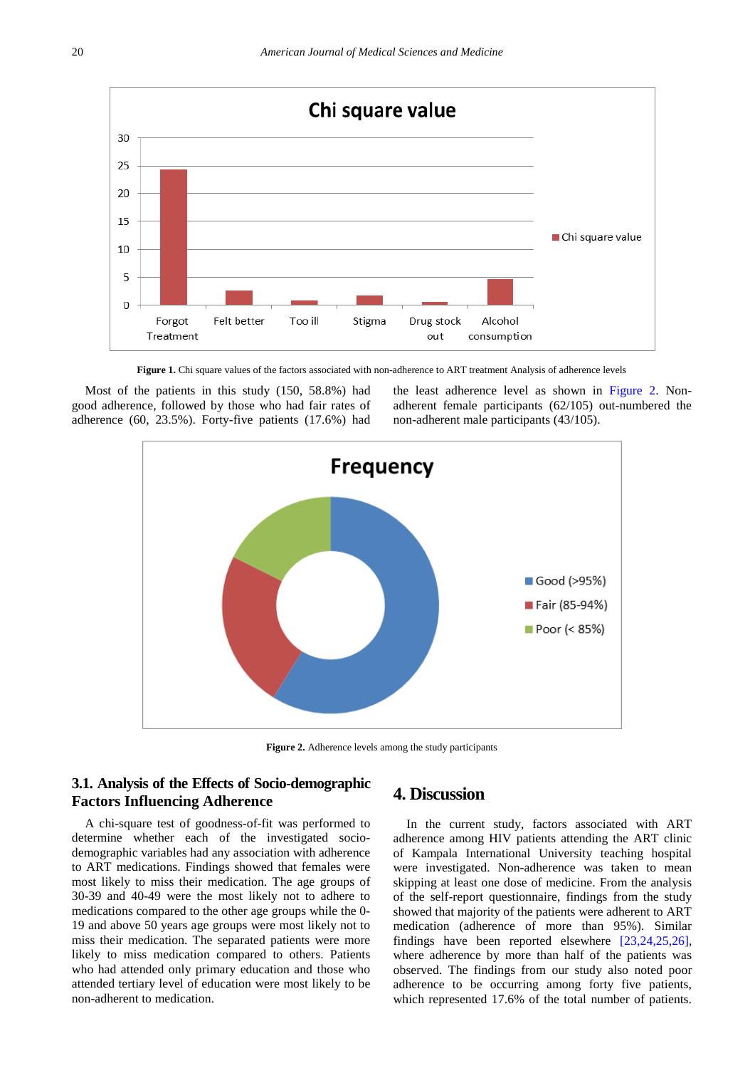Figure 1. Chi square values of the factors associated with non-adherence to ART treatment Analysis of adherence levels

Most of the patients in this study (150, 58.8%) had good adherence, followed by those who had fair rates of adherence (60, 23.5%). Forty-five patients (17.6%) had the least adherence level as shown in Figure 2. Non-adherent female participants (62/105) out-numbered the non-adherent male participants (43/105).

Figure 2. Adherence levels among the study participants

### 3.1. Analysis of the Effects of Socio-demographic Factors Influencing Adherence

A chi-square test of goodness-of-fit was performed to determine whether each of the investigated socio-demographic variables had any association with adherence to ART medications. Findings showed that females were most likely to miss their medication. The age groups of 30-39 and 40-49 were the most likely not to adhere to medications compared to the other age groups while the 0-19 and above 50 years age groups were most likely not to miss their medication. The separated patients were more likely to miss medication compared to others. Patients who had attended only primary education and those who attended tertiary level of education were most likely to be non-adherent to medication.

## 4. Discussion

In the current study, factors associated with ART adherence among HIV patients attending the ART clinic of Kampala International University teaching hospital were investigated. Non-adherence was taken to mean skipping at least one dose of medicine. From the analysis of the self-report questionnaire, findings from the study showed that majority of the patients were adherent to ART medication (adherence of more than 95%). Similar findings have been reported elsewhere [23,24,25,26], where adherence by more than half of the patients was observed. The findings from our study also noted poor adherence to be occurring among forty five patients, which represented 17.6% of the total number of patients.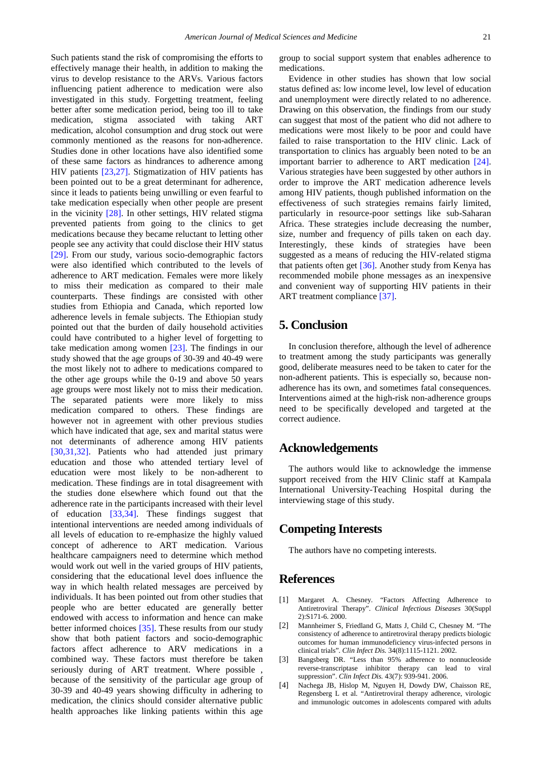Such patients stand the risk of compromising the efforts to effectively manage their health, in addition to making the virus to develop resistance to the ARVs. Various factors influencing patient adherence to medication were also investigated in this study. Forgetting treatment, feeling better after some medication period, being too ill to take medication, stigma associated with taking ART medication, alcohol consumption and drug stock out were commonly mentioned as the reasons for non-adherence. Studies done in other locations have also identified some of these same factors as hindrances to adherence among HIV patients [23,27]. Stigmatization of HIV patients has been pointed out to be a great determinant for adherence, since it leads to patients being unwilling or even fearful to take medication especially when other people are present in the vicinity [28]. In other settings, HIV related stigma prevented patients from going to the clinics to get medications because they became reluctant to letting other people see any activity that could disclose their HIV status [29]. From our study, various socio-demographic factors were also identified which contributed to the levels of adherence to ART medication. Females were more likely to miss their medication as compared to their male counterparts. These findings are consisted with other studies from Ethiopia and Canada, which reported low adherence levels in female subjects. The Ethiopian study pointed out that the burden of daily household activities could have contributed to a higher level of forgetting to take medication among women [23]. The findings in our study showed that the age groups of 30-39 and 40-49 were the most likely not to adhere to medications compared to the other age groups while the 0-19 and above 50 years age groups were most likely not to miss their medication. The separated patients were more likely to miss medication compared to others. These findings are however not in agreement with other previous studies which have indicated that age, sex and marital status were not determinants of adherence among HIV patients [30,31,32]. Patients who had attended just primary education and those who attended tertiary level of education were most likely to be non-adherent to medication. These findings are in total disagreement with the studies done elsewhere which found out that the adherence rate in the participants increased with their level of education [33,34]. These findings suggest that intentional interventions are needed among individuals of all levels of education to re-emphasize the highly valued concept of adherence to ART medication. Various healthcare campaigners need to determine which method would work out well in the varied groups of HIV patients, considering that the educational level does influence the way in which health related messages are perceived by individuals. It has been pointed out from other studies that people who are better educated are generally better endowed with access to information and hence can make better informed choices [35]. These results from our study show that both patient factors and socio-demographic factors affect adherence to ARV medications in a combined way. These factors must therefore be taken seriously during of ART treatment. Where possible , because of the sensitivity of the particular age group of 30-39 and 40-49 years showing difficulty in adhering to medication, the clinics should consider alternative public health approaches like linking patients within this age group to social support system that enables adherence to medications.

Evidence in other studies has shown that low social status defined as: low income level, low level of education and unemployment were directly related to no adherence. Drawing on this observation, the findings from our study can suggest that most of the patient who did not adhere to medications were most likely to be poor and could have failed to raise transportation to the HIV clinic. Lack of transportation to clinics has arguably been noted to be an important barrier to adherence to ART medication [24]. Various strategies have been suggested by other authors in order to improve the ART medication adherence levels among HIV patients, though published information on the effectiveness of such strategies remains fairly limited, particularly in resource-poor settings like sub-Saharan Africa. These strategies include decreasing the number, size, number and frequency of pills taken on each day. Interestingly, these kinds of strategies have been suggested as a means of reducing the HIV-related stigma that patients often get [36]. Another study from Kenya has recommended mobile phone messages as an inexpensive and convenient way of supporting HIV patients in their ART treatment compliance [37].

## 5. Conclusion

In conclusion therefore, although the level of adherence to treatment among the study participants was generally good, deliberate measures need to be taken to cater for the non-adherent patients. This is especially so, because non-adherence has its own, and sometimes fatal consequences. Interventions aimed at the high-risk non-adherence groups need to be specifically developed and targeted at the correct audience.

## Acknowledgements

The authors would like to acknowledge the immense support received from the HIV Clinic staff at Kampala International University-Teaching Hospital during the interviewing stage of this study.

## Competing Interests

The authors have no competing interests.

## References

[1] Margaret A. Chesney. "Factors Affecting Adherence to Antiretroviral Therapy". *Clinical Infectious Diseases* 30(Suppl 2):S171-6. 2000.

[2] Mannheimer S, Friedland G, Matts J, Child C, Chesney M. "The consistency of adherence to antiretroviral therapy predicts biologic outcomes for human immunodeficiency virus-infected persons in clinical trials". *Clin Infect Dis.* 34(8):1115-1121. 2002.

[3] Bangsberg DR. "Less than 95% adherence to nonnucleoside reverse-transcriptase inhibitor therapy can lead to viral suppression". *Clin Infect Dis.* 43(7): 939-941. 2006.

[4] Nachega JB, Hislop M, Nguyen H, Dowdy DW, Chaisson RE, Regensberg L et al. "Antiretroviral therapy adherence, virologic and immunologic outcomes in adolescents compared with adults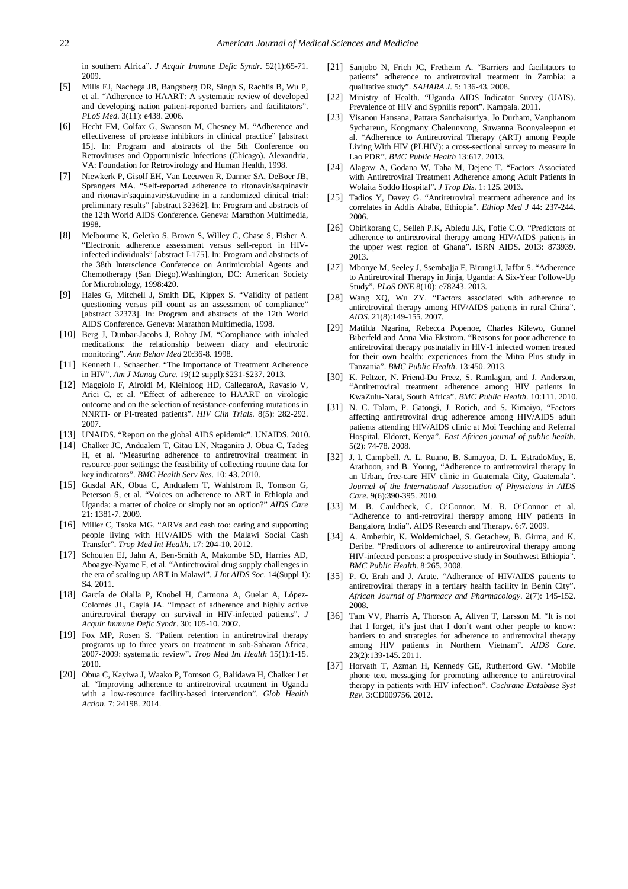in southern Africa". *J Acquir Immune Defic Syndr.* 52(1):65-71. 2009.

[5] Mills EJ, Nachega JB, Bangsberg DR, Singh S, Rachlis B, Wu P, et al. "Adherence to HAART: A systematic review of developed and developing nation patient-reported barriers and facilitators". *PLoS Med*. 3(11): e438. 2006.

[6] Hecht FM, Colfax G, Swanson M, Chesney M. "Adherence and effectiveness of protease inhibitors in clinical practice" [abstract 15]. In: Program and abstracts of the 5th Conference on Retroviruses and Opportunistic Infections (Chicago). Alexandria, VA: Foundation for Retrovirology and Human Health, 1998.

[7] Niewkerk P, Gisolf EH, Van Leeuwen R, Danner SA, DeBoer JB, Sprangers MA. "Self-reported adherence to ritonavir/saquinavir and ritonavir/saquinavir/stavudine in a randomized clinical trial: preliminary results" [abstract 32362]. In: Program and abstracts of the 12th World AIDS Conference. Geneva: Marathon Multimedia, 1998.

[8] Melbourne K, Geletko S, Brown S, Willey C, Chase S, Fisher A. "Electronic adherence assessment versus self-report in HIV-infected individuals" [abstract I-175]. In: Program and abstracts of the 38th Interscience Conference on Antimicrobial Agents and Chemotherapy (San Diego).Washington, DC: American Society for Microbiology, 1998:420.

[9] Hales G, Mitchell J, Smith DE, Kippex S. "Validity of patient questioning versus pill count as an assessment of compliance" [abstract 32373]. In: Program and abstracts of the 12th World AIDS Conference*.* Geneva: Marathon Multimedia, 1998.

[10] Berg J, Dunbar-Jacobs J, Rohay JM. "Compliance with inhaled medications: the relationship between diary and electronic monitoring". *Ann Behav Med* 20:36-8. 1998.

[11] Kenneth L. Schaecher. "The Importance of Treatment Adherence in HIV". *Am J Manag Care.* 19(12 suppl):S231-S237. 2013.

[12] Maggiolo F, Airoldi M, Kleinloog HD, CallegaroA, Ravasio V, Arici C, et al. "Effect of adherence to HAART on virologic outcome and on the selection of resistance-conferring mutations in NNRTI- or PI-treated patients". *HIV Clin Trials.* 8(5): 282-292. 2007.

[13] UNAIDS. "Report on the global AIDS epidemic". UNAIDS. 2010.

[14] Chalker JC, Andualem T, Gitau LN, Ntaganira J, Obua C, Tadeg H, et al. "Measuring adherence to antiretroviral treatment in resource-poor settings: the feasibility of collecting routine data for key indicators". *BMC Health Serv Res*. 10: 43. 2010.

[15] Gusdal AK, Obua C, Andualem T, Wahlstrom R, Tomson G, Peterson S, et al. "Voices on adherence to ART in Ethiopia and Uganda: a matter of choice or simply not an option?" *AIDS Care* 21: 1381-7. 2009.

[16] Miller C, Tsoka MG. "ARVs and cash too: caring and supporting people living with HIV/AIDS with the Malawi Social Cash Transfer". *Trop Med Int Health*. 17: 204-10. 2012.

[17] Schouten EJ, Jahn A, Ben-Smith A, Makombe SD, Harries AD, Aboagye-Nyame F, et al. "Antiretroviral drug supply challenges in the era of scaling up ART in Malawi". *J Int AIDS Soc*. 14(Suppl 1): S4. 2011.

[18] García de Olalla P, Knobel H, Carmona A, Guelar A, López-Colomés JL, Caylà JA. "Impact of adherence and highly active antiretroviral therapy on survival in HIV-infected patients". *J Acquir Immune Defic Syndr*. 30: 105-10. 2002.

[19] Fox MP, Rosen S. "Patient retention in antiretroviral therapy programs up to three years on treatment in sub-Saharan Africa, 2007-2009: systematic review". *Trop Med Int Health* 15(1):1-15. 2010.

[20] Obua C, Kayiwa J, Waako P, Tomson G, Balidawa H, Chalker J et al. "Improving adherence to antiretroviral treatment in Uganda with a low-resource facility-based intervention". *Glob Health Action*. 7: 24198. 2014.

[21] Sanjobo N, Frich JC, Fretheim A. "Barriers and facilitators to patients' adherence to antiretroviral treatment in Zambia: a qualitative study". *SAHARA J*. 5: 136-43. 2008.

[22] Ministry of Health. "Uganda AIDS Indicator Survey (UAIS). Prevalence of HIV and Syphilis report". Kampala. 2011.

[23] Visanou Hansana, Pattara Sanchaisuriya, Jo Durham, Vanphanom Sychareun, Kongmany Chaleunvong, Suwanna Boonyaleepun et al. "Adherence to Antiretroviral Therapy (ART) among People Living With HIV (PLHIV): a cross-sectional survey to measure in Lao PDR". *BMC Public Health* 13:617. 2013.

[24] Alagaw A, Godana W, Taha M, Dejene T. "Factors Associated with Antiretroviral Treatment Adherence among Adult Patients in Wolaita Soddo Hospital". *J Trop Dis.* 1: 125. 2013.

[25] Tadios Y, Davey G. "Antiretroviral treatment adherence and its correlates in Addis Ababa, Ethiopia". *Ethiop Med J* 44: 237-244. 2006.

[26] Obirikorang C, Selleh P.K, Abledu J.K, Fofie C.O. "Predictors of adherence to antiretroviral therapy among HIV/AIDS patients in the upper west region of Ghana". ISRN AIDS. 2013: 873939. 2013.

[27] Mbonye M, Seeley J, Ssembajja F, Birungi J, Jaffar S. "Adherence to Antiretroviral Therapy in Jinja, Uganda: A Six-Year Follow-Up Study". *PLoS ONE* 8(10): e78243. 2013.

[28] Wang XQ, Wu ZY. "Factors associated with adherence to antiretroviral therapy among HIV/AIDS patients in rural China". *AIDS*. 21(8):149-155. 2007.

[29] Matilda Ngarina, Rebecca Popenoe, Charles Kilewo, Gunnel Biberfeld and Anna Mia Ekstrom. "Reasons for poor adherence to antiretroviral therapy postnatally in HIV-1 infected women treated for their own health: experiences from the Mitra Plus study in Tanzania". *BMC Public Health*. 13:450. 2013.

[30] K. Peltzer, N. Friend-Du Preez, S. Ramlagan, and J. Anderson, "Antiretroviral treatment adherence among HIV patients in KwaZulu-Natal, South Africa". *BMC Public Health*. 10:111. 2010.

[31] N. C. Talam, P. Gatongi, J. Rotich, and S. Kimaiyo, "Factors affecting antiretroviral drug adherence among HIV/AIDS adult patients attending HIV/AIDS clinic at Moi Teaching and Referral Hospital, Eldoret, Kenya". *East African journal of public health*. 5(2): 74-78. 2008.

[32] J. I. Campbell, A. L. Ruano, B. Samayoa, D. L. EstradoMuy, E. Arathoon, and B. Young, "Adherence to antiretroviral therapy in an Urban, free-care HIV clinic in Guatemala City, Guatemala". *Journal of the International Association of Physicians in AIDS Care*. 9(6):390-395. 2010.

[33] M. B. Cauldbeck, C. O'Connor, M. B. O'Connor et al. "Adherence to anti-retroviral therapy among HIV patients in Bangalore, India". AIDS Research and Therapy. 6:7. 2009.

[34] A. Amberbir, K. Woldemichael, S. Getachew, B. Girma, and K. Deribe. "Predictors of adherence to antiretroviral therapy among HIV-infected persons: a prospective study in Southwest Ethiopia". *BMC Public Health*. 8:265. 2008.

[35] P. O. Erah and J. Arute. "Adherance of HIV/AIDS patients to antiretroviral therapy in a tertiary health facility in Benin City". *African Journal of Pharmacy and Pharmacology*. 2(7): 145-152. 2008.

[36] Tam VV, Pharris A, Thorson A, Alfven T, Larsson M. "It is not that I forget, it's just that I don't want other people to know: barriers to and strategies for adherence to antiretroviral therapy among HIV patients in Northern Vietnam". *AIDS Care*. 23(2):139-145. 2011.

[37] Horvath T, Azman H, Kennedy GE, Rutherford GW. "Mobile phone text messaging for promoting adherence to antiretroviral therapy in patients with HIV infection". *Cochrane Database Syst Rev*. 3:CD009756. 2012.